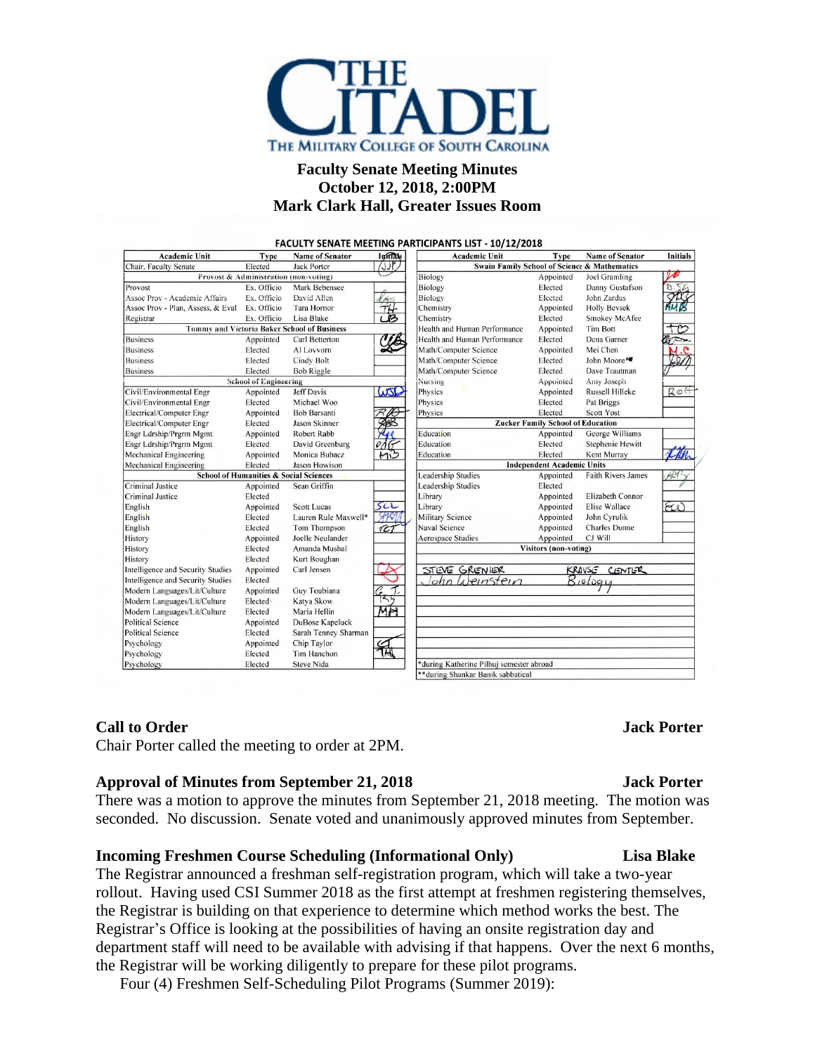# Faculty Senate Meeting Minutes
## October 12, 2018, 2:00PM
## Mark Clark Hall, Greater Issues Room

**FACULTY SENATE MEETING PARTICIPANTS LIST - 10/12/2018**

| Academic Unit | Type | Name of Senator | Initials |
|---|---|---|---|
| Chair, Faculty Senate | Elected | Jack Porter | JJP |
| **Provost & Administration (non-voting)** | | | |
| Provost | Ex. Officio | Mark Bebensee | |
| Assoc Prov - Academic Affairs | Ex. Officio | David Allen | DA |
| Assoc Prov - Plan, Assess, & Eval | Ex. Officio | Tara Hornor | TH |
| Registrar | Ex. Officio | Lisa Blake | LB |
| **Tommy and Victoria Baker School of Business** | | | |
| Business | Appointed | Carl Betterton | CB |
| Business | Elected | Al Lovvorn | |
| Business | Elected | Cindy Bolt | |
| Business | Elected | Bob Riggle | |
| **School of Engineering** | | | |
| Civil/Environmental Engr | Appointed | Jeff Davis | WSD |
| Civil/Environmental Engr | Elected | Michael Woo | |
| Electrical/Computer Engr | Appointed | Bob Barsanti | RB |
| Electrical/Computer Engr | Elected | Jason Skinner | JS |
| Engr Ldrship/Prgrm Mgmt | Appointed | Robert Rabb | RR |
| Engr Ldrship/Prgrm Mgmt | Elected | David Greenburg | DAG |
| Mechanical Engineering | Appointed | Monica Bubacz | MB |
| Mechanical Engineering | Elected | Jason Howison | |
| **School of Humanities & Social Sciences** | | | |
| Criminal Justice | Appointed | Sean Griffin | |
| Criminal Justice | Elected | | |
| English | Appointed | Scott Lucas | SCL |
| English | Elected | Lauren Rule Maxwell* | LRM |
| English | Elected | Tom Thompson | TCT |
| History | Appointed | Joelle Neulander | |
| History | Elected | Amanda Mushal | |
| History | Elected | Kurt Boughan | |
| Intelligence and Security Studies | Appointed | Carl Jensen | CJ |
| Intelligence and Security Studies | Elected | | |
| Modern Languages/Lit/Culture | Appointed | Guy Toubiana | G.T. |
| Modern Languages/Lit/Culture | Elected | Katya Skow | KS |
| Modern Languages/Lit/Culture | Elected | Maria Hellin | MH |
| Political Science | Appointed | DuBose Kapeluck | |
| Political Science | Elected | Sarah Tenney Sharman | |
| Psychology | Appointed | Chip Taylor | CT |
| Psychology | Elected | Tim Hanchon | TH |
| Psychology | Elected | Steve Nida | |

| Academic Unit | Type | Name of Senator | Initials |
|---|---|---|---|
| **Swain Family School of Science & Mathematics** | | | |
| Biology | Appointed | Joel Gramling | JG |
| Biology | Elected | Danny Gustafson | DG |
| Biology | Elected | John Zardus | JZ |
| Chemistry | Appointed | Holly Bevsek | HMB |
| Chemistry | Elected | Smokey McAfee | |
| Health and Human Performance | Appointed | Tim Bott | TB |
| Health and Human Performance | Elected | Dena Garner | DG |
| Math/Computer Science | Appointed | Mei Chen | M.C. |
| Math/Computer Science | Elected | John Moore** | JM |
| Math/Computer Science | Elected | Dave Trautman | |
| Nursing | Appointed | Amy Joseph | |
| Physics | Appointed | Russell Hilleke | RH |
| Physics | Elected | Pat Briggs | |
| Physics | Elected | Scott Yost | |
| **Zucker Family School of Education** | | | |
| Education | Appointed | George Williams | |
| Education | Elected | Stephenie Hewitt | |
| Education | Elected | Kent Murray | KM |
| **Independent Academic Units** | | | |
| Leadership Studies | Appointed | Faith Rivers James | FRJ |
| Leadership Studies | Elected | | |
| Library | Appointed | Elizabeth Connor | |
| Library | Appointed | Elise Wallace | EW |
| Military Science | Appointed | John Cyrulik | |
| Naval Science | Appointed | Charles Dunne | |
| Aerospace Studies | Appointed | CJ Will | |
| **Visitors (non-voting)** | | | |
| STEVE GRENIER | KRAUSE CENTER | | |
| John Weinstein | Biology | | |

*during Katherine Pilhuj semester abroad
**during Shankar Banik sabbatical

### Call to Order — Jack Porter

Chair Porter called the meeting to order at 2PM.

### Approval of Minutes from September 21, 2018 — Jack Porter

There was a motion to approve the minutes from September 21, 2018 meeting. The motion was seconded. No discussion. Senate voted and unanimously approved minutes from September.

### Incoming Freshmen Course Scheduling (Informational Only) — Lisa Blake

The Registrar announced a freshman self-registration program, which will take a two-year rollout. Having used CSI Summer 2018 as the first attempt at freshmen registering themselves, the Registrar is building on that experience to determine which method works the best. The Registrar's Office is looking at the possibilities of having an onsite registration day and department staff will need to be available with advising if that happens. Over the next 6 months, the Registrar will be working diligently to prepare for these pilot programs.

Four (4) Freshmen Self-Scheduling Pilot Programs (Summer 2019):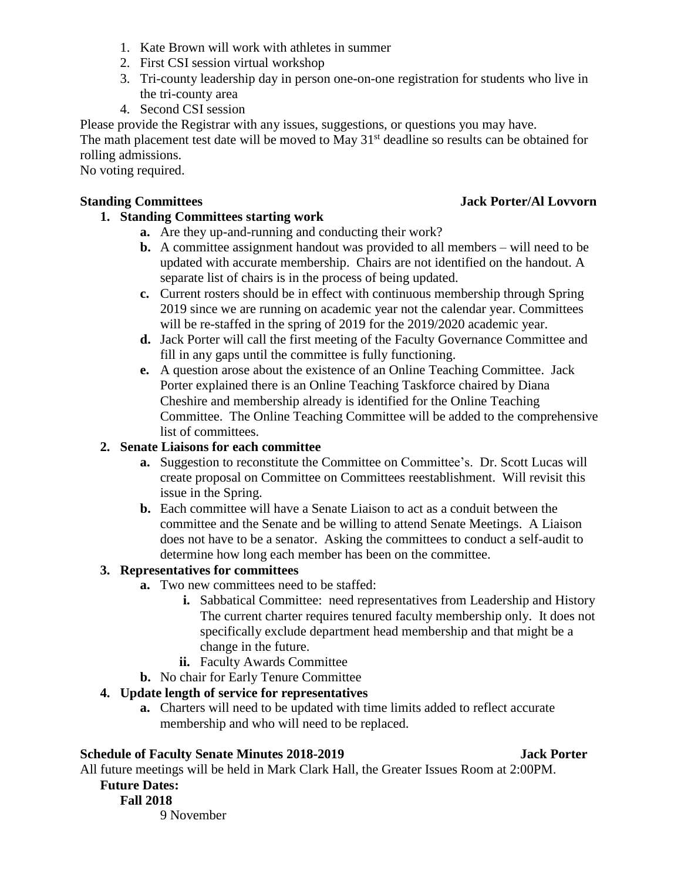1. Kate Brown will work with athletes in summer
2. First CSI session virtual workshop
3. Tri-county leadership day in person one-on-one registration for students who live in the tri-county area
4. Second CSI session

Please provide the Registrar with any issues, suggestions, or questions you may have.
The math placement test date will be moved to May 31st deadline so results can be obtained for rolling admissions.
No voting required.

**Standing Committees** **Jack Porter/Al Lovvorn**

1. **Standing Committees starting work**
   a. Are they up-and-running and conducting their work?
   b. A committee assignment handout was provided to all members – will need to be updated with accurate membership. Chairs are not identified on the handout. A separate list of chairs is in the process of being updated.
   c. Current rosters should be in effect with continuous membership through Spring 2019 since we are running on academic year not the calendar year. Committees will be re-staffed in the spring of 2019 for the 2019/2020 academic year.
   d. Jack Porter will call the first meeting of the Faculty Governance Committee and fill in any gaps until the committee is fully functioning.
   e. A question arose about the existence of an Online Teaching Committee. Jack Porter explained there is an Online Teaching Taskforce chaired by Diana Cheshire and membership already is identified for the Online Teaching Committee. The Online Teaching Committee will be added to the comprehensive list of committees.
2. **Senate Liaisons for each committee**
   a. Suggestion to reconstitute the Committee on Committee's. Dr. Scott Lucas will create proposal on Committee on Committees reestablishment. Will revisit this issue in the Spring.
   b. Each committee will have a Senate Liaison to act as a conduit between the committee and the Senate and be willing to attend Senate Meetings. A Liaison does not have to be a senator. Asking the committees to conduct a self-audit to determine how long each member has been on the committee.
3. **Representatives for committees**
   a. Two new committees need to be staffed:
      i. Sabbatical Committee: need representatives from Leadership and History The current charter requires tenured faculty membership only. It does not specifically exclude department head membership and that might be a change in the future.
      ii. Faculty Awards Committee
   b. No chair for Early Tenure Committee
4. **Update length of service for representatives**
   a. Charters will need to be updated with time limits added to reflect accurate membership and who will need to be replaced.

**Schedule of Faculty Senate Minutes 2018-2019** **Jack Porter**

All future meetings will be held in Mark Clark Hall, the Greater Issues Room at 2:00PM.

**Future Dates:**

**Fall 2018**

9 November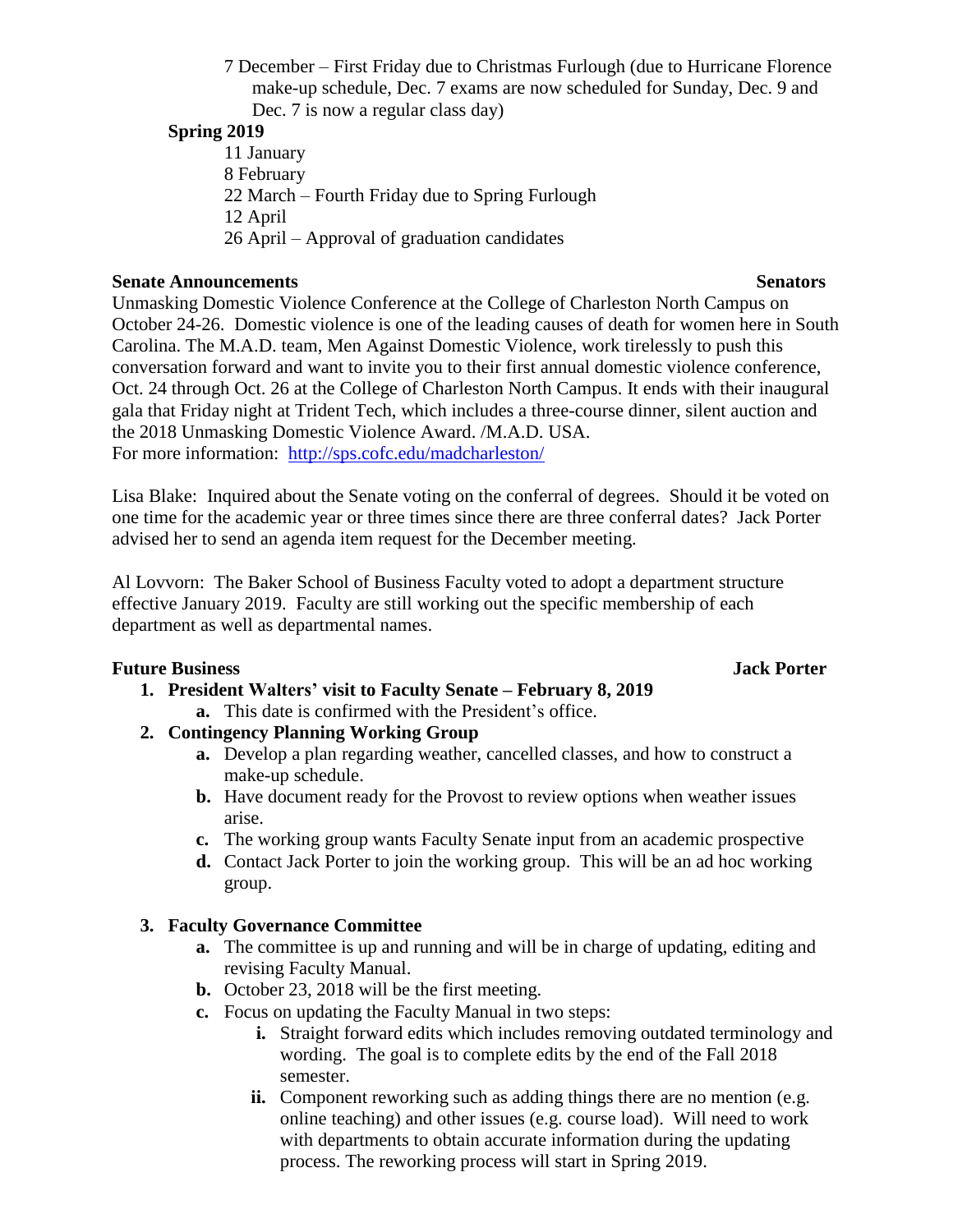- 7 December – First Friday due to Christmas Furlough (due to Hurricane Florence make-up schedule, Dec. 7 exams are now scheduled for Sunday, Dec. 9 and Dec. 7 is now a regular class day)

**Spring 2019**

- 11 January
- 8 February
- 22 March – Fourth Friday due to Spring Furlough
- 12 April
- 26 April – Approval of graduation candidates

**Senate Announcements** **Senators**

Unmasking Domestic Violence Conference at the College of Charleston North Campus on October 24-26. Domestic violence is one of the leading causes of death for women here in South Carolina. The M.A.D. team, Men Against Domestic Violence, work tirelessly to push this conversation forward and want to invite you to their first annual domestic violence conference, Oct. 24 through Oct. 26 at the College of Charleston North Campus. It ends with their inaugural gala that Friday night at Trident Tech, which includes a three-course dinner, silent auction and the 2018 Unmasking Domestic Violence Award. /M.A.D. USA.
For more information: http://sps.cofc.edu/madcharleston/

Lisa Blake: Inquired about the Senate voting on the conferral of degrees. Should it be voted on one time for the academic year or three times since there are three conferral dates? Jack Porter advised her to send an agenda item request for the December meeting.

Al Lovvorn: The Baker School of Business Faculty voted to adopt a department structure effective January 2019. Faculty are still working out the specific membership of each department as well as departmental names.

**Future Business** **Jack Porter**

1. **President Walters' visit to Faculty Senate – February 8, 2019**
   a. This date is confirmed with the President's office.
2. **Contingency Planning Working Group**
   a. Develop a plan regarding weather, cancelled classes, and how to construct a make-up schedule.
   b. Have document ready for the Provost to review options when weather issues arise.
   c. The working group wants Faculty Senate input from an academic prospective
   d. Contact Jack Porter to join the working group. This will be an ad hoc working group.
3. **Faculty Governance Committee**
   a. The committee is up and running and will be in charge of updating, editing and revising Faculty Manual.
   b. October 23, 2018 will be the first meeting.
   c. Focus on updating the Faculty Manual in two steps:
      i. Straight forward edits which includes removing outdated terminology and wording. The goal is to complete edits by the end of the Fall 2018 semester.
      ii. Component reworking such as adding things there are no mention (e.g. online teaching) and other issues (e.g. course load). Will need to work with departments to obtain accurate information during the updating process. The reworking process will start in Spring 2019.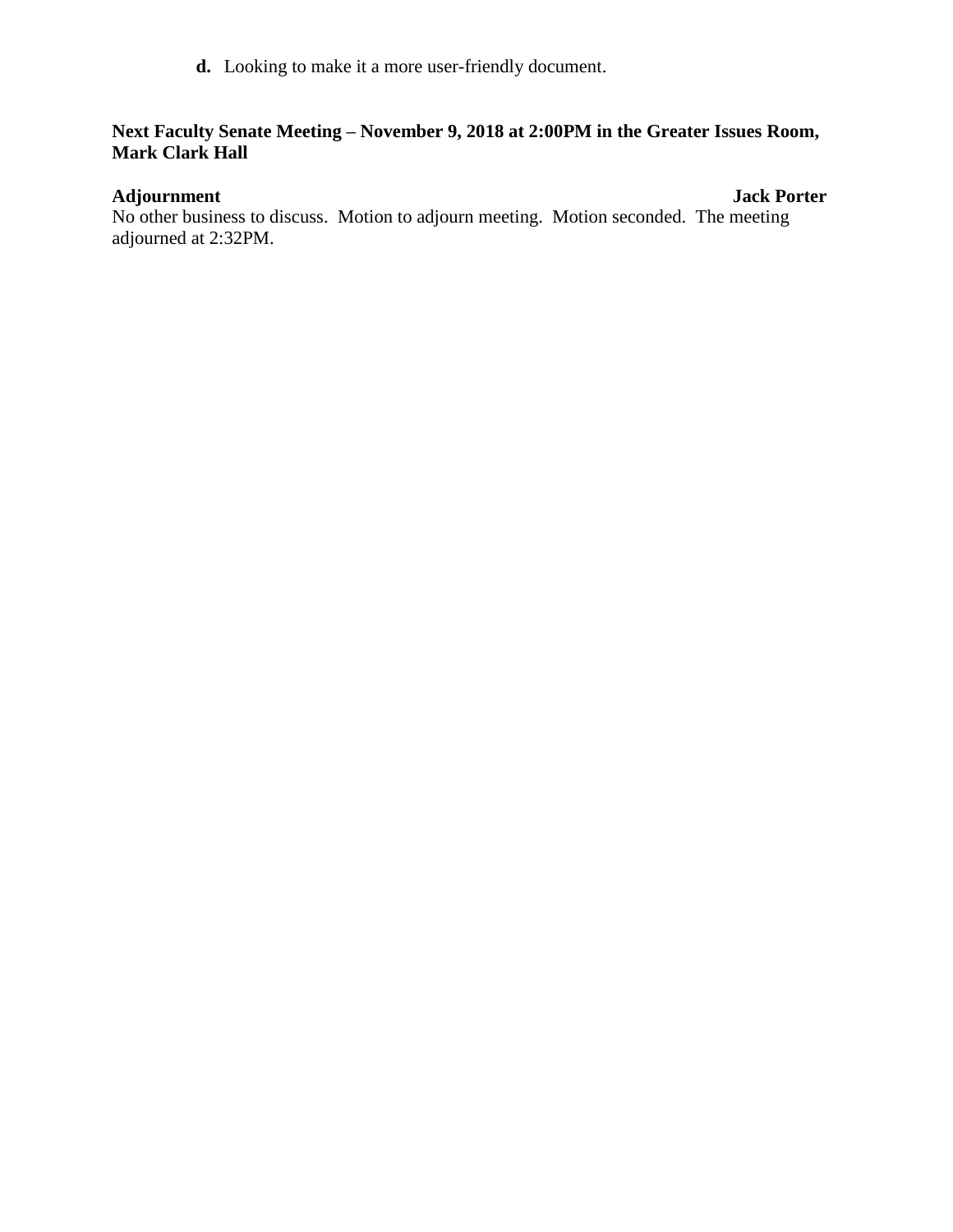d. Looking to make it a more user-friendly document.

**Next Faculty Senate Meeting – November 9, 2018 at 2:00PM in the Greater Issues Room, Mark Clark Hall**

**Adjournment** **Jack Porter**

No other business to discuss. Motion to adjourn meeting. Motion seconded. The meeting adjourned at 2:32PM.